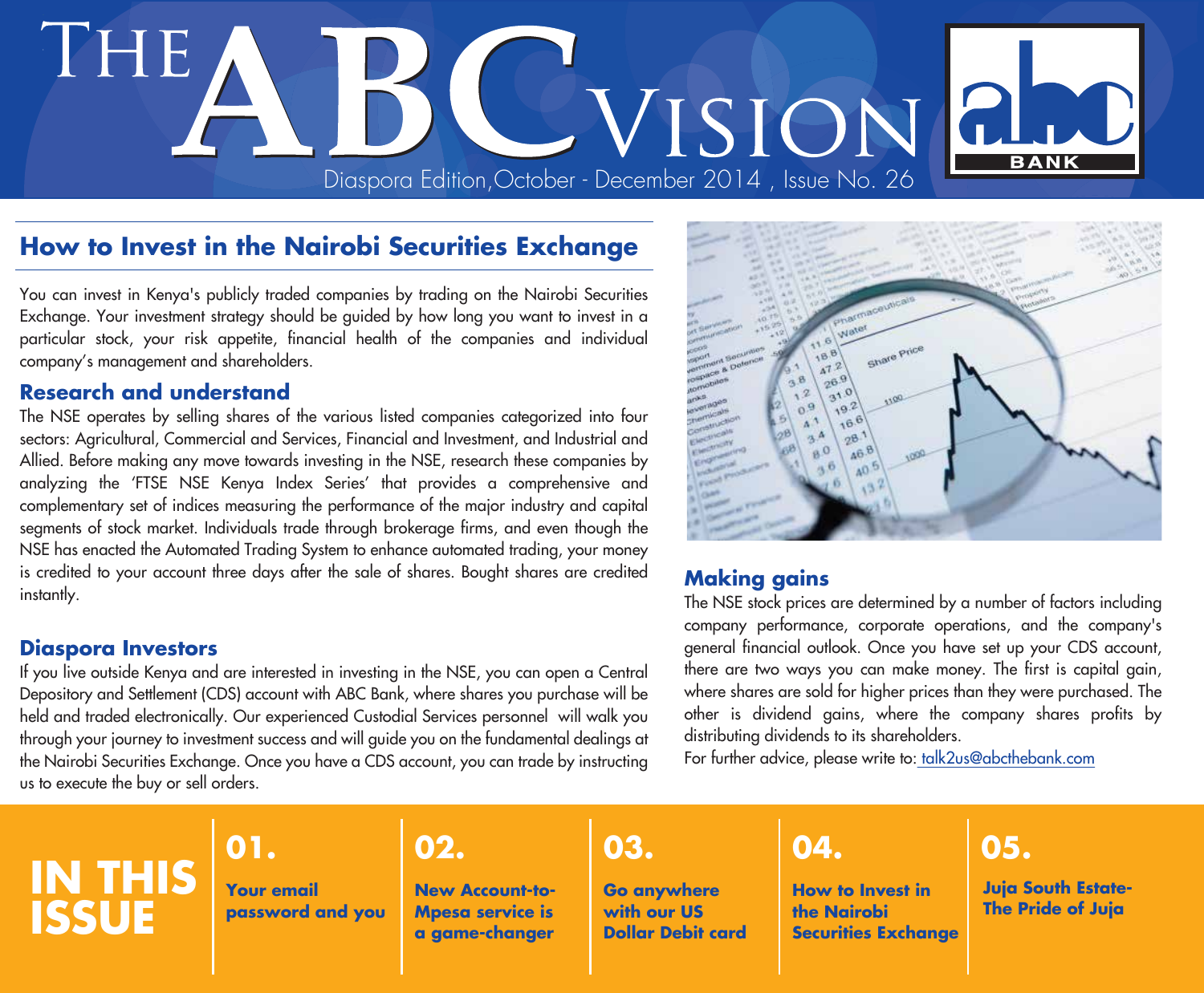# The ABC Vision

Diaspora Edition, October - December 2014 , Issue No. 26

## How to Invest in the Nairobi Securities Exchange

You can invest in Kenya's publicly traded companies by trading on the Nairobi Securities Exchange. Your investment strategy should be guided by how long you want to invest in a particular stock, your risk appetite, financial health of the companies and individual company's management and shareholders.

### Research and understand

The NSE operates by selling shares of the various listed companies categorized into four sectors: Agricultural, Commercial and Services, Financial and Investment, and Industrial and Allied. Before making any move towards investing in the NSE, research these companies by analyzing the 'FTSE NSE Kenya Index Series' that provides a comprehensive and complementary set of indices measuring the performance of the major industry and capital segments of stock market. Individuals trade through brokerage firms, and even though the NSE has enacted the Automated Trading System to enhance automated trading, your money is credited to your account three days after the sale of shares. Bought shares are credited instantly.

### Diaspora Investors

If you live outside Kenya and are interested in investing in the NSE, you can open a Central Depository and Settlement (CDS) account with ABC Bank, where shares you purchase will be held and traded electronically. Our experienced Custodial Services personnel will walk you through your journey to investment success and will guide you on the fundamental dealings at the Nairobi Securities Exchange. Once you have a CDS account, you can trade by instructing us to execute the buy or sell orders.

### Making gains

The NSE stock prices are determined by a number of factors including company performance, corporate operations, and the company's general financial outlook. Once you have set up your CDS account, there are two ways you can make money. The first is capital gain, where shares are sold for higher prices than they were purchased. The other is dividend gains, where the company shares profits by distributing dividends to its shareholders.

For further advice, please write to: talk2us@abcthebank.com

## IN THIS ISSUE

**01.** Your email password and you

**02.** New Account-to-Mpesa service is a game-changer

**03.** Go anywhere with our US Dollar Debit card

**04.** How to Invest in the Nairobi Securities Exchange

**05.** Juja South Estate- The Pride of Juja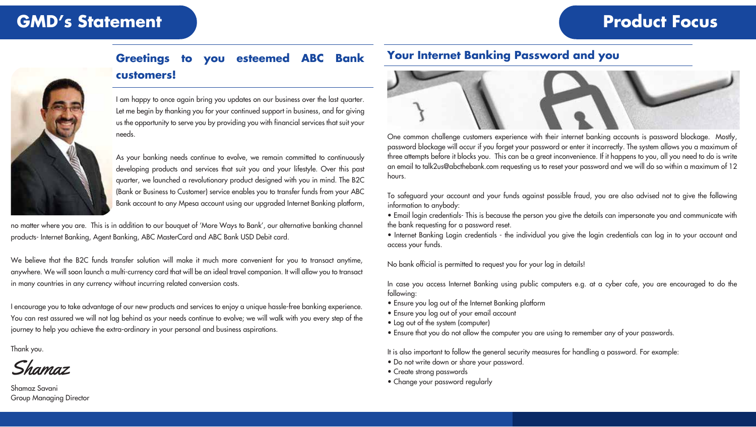# GMD's Statement

## Greetings to you esteemed ABC Bank customers!

I am happy to once again bring you updates on our business over the last quarter. Let me begin by thanking you for your continued support in business, and for giving us the opportunity to serve you by providing you with financial services that suit your needs.

As your banking needs continue to evolve, we remain committed to continuously developing products and services that suit you and your lifestyle. Over this past quarter, we launched a revolutionary product designed with you in mind. The B2C (Bank or Business to Customer) service enables you to transfer funds from your ABC Bank account to any Mpesa account using our upgraded Internet Banking platform, no matter where you are. This is in addition to our bouquet of 'More Ways to Bank', our alternative banking channel products- Internet Banking, Agent Banking, ABC MasterCard and ABC Bank USD Debit card.

We believe that the B2C funds transfer solution will make it much more convenient for you to transact anytime, anywhere. We will soon launch a multi-currency card that will be an ideal travel companion. It will allow you to transact in many countries in any currency without incurring related conversion costs.

I encourage you to take advantage of our new products and services to enjoy a unique hassle-free banking experience. You can rest assured we will not lag behind as your needs continue to evolve; we will walk with you every step of the journey to help you achieve the extra-ordinary in your personal and business aspirations.

Thank you.

*Shamaz*

Shamaz Savani
Group Managing Director

# Product Focus

## Your Internet Banking Password and you

One common challenge customers experience with their internet banking accounts is password blockage. Mostly, password blockage will occur if you forget your password or enter it incorrectly. The system allows you a maximum of three attempts before it blocks you. This can be a great inconvenience. If it happens to you, all you need to do is write an email to talk2us@abcthebank.com requesting us to reset your password and we will do so within a maximum of 12 hours.

To safeguard your account and your funds against possible fraud, you are also advised not to give the following information to anybody:

- Email login credentials- This is because the person you give the details can impersonate you and communicate with the bank requesting for a password reset.
- Internet Banking Login credentials - the individual you give the login credentials can log in to your account and access your funds.

No bank official is permitted to request you for your log in details!

In case you access Internet Banking using public computers e.g. at a cyber cafe, you are encouraged to do the following:

- Ensure you log out of the Internet Banking platform
- Ensure you log out of your email account
- Log out of the system (computer)
- Ensure that you do not allow the computer you are using to remember any of your passwords.

It is also important to follow the general security measures for handling a password. For example:

- Do not write down or share your password.
- Create strong passwords
- Change your password regularly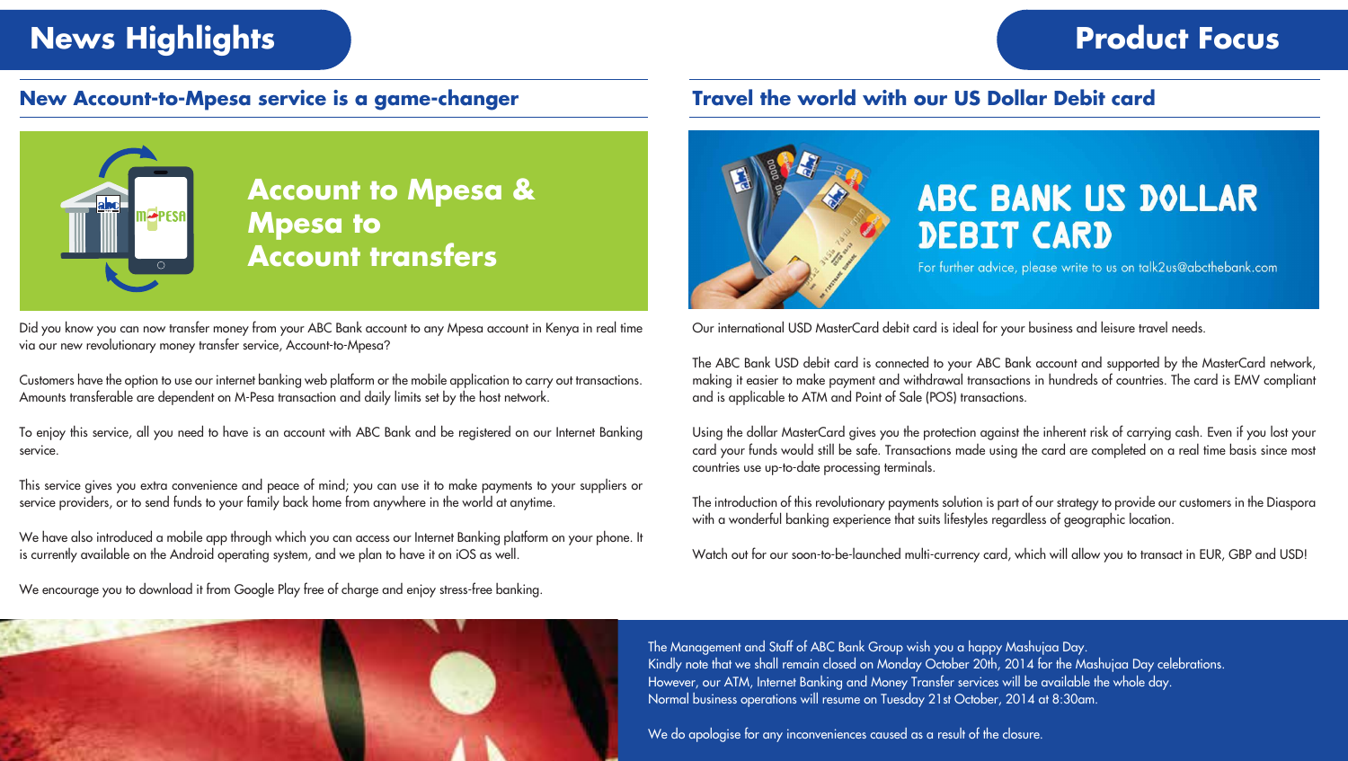# News Highlights

## New Account-to-Mpesa service is a game-changer

**Account to Mpesa & Mpesa to Account transfers**

Did you know you can now transfer money from your ABC Bank account to any Mpesa account in Kenya in real time via our new revolutionary money transfer service, Account-to-Mpesa?

Customers have the option to use our internet banking web platform or the mobile application to carry out transactions. Amounts transferable are dependent on M-Pesa transaction and daily limits set by the host network.

To enjoy this service, all you need to have is an account with ABC Bank and be registered on our Internet Banking service.

This service gives you extra convenience and peace of mind; you can use it to make payments to your suppliers or service providers, or to send funds to your family back home from anywhere in the world at anytime.

We have also introduced a mobile app through which you can access our Internet Banking platform on your phone. It is currently available on the Android operating system, and we plan to have it on iOS as well.

We encourage you to download it from Google Play free of charge and enjoy stress-free banking.

# Product Focus

## Travel the world with our US Dollar Debit card

**ABC BANK US DOLLAR DEBIT CARD**

For further advice, please write to us on talk2us@abcthebank.com

Our international USD MasterCard debit card is ideal for your business and leisure travel needs.

The ABC Bank USD debit card is connected to your ABC Bank account and supported by the MasterCard network, making it easier to make payment and withdrawal transactions in hundreds of countries. The card is EMV compliant and is applicable to ATM and Point of Sale (POS) transactions.

Using the dollar MasterCard gives you the protection against the inherent risk of carrying cash. Even if you lost your card your funds would still be safe. Transactions made using the card are completed on a real time basis since most countries use up-to-date processing terminals.

The introduction of this revolutionary payments solution is part of our strategy to provide our customers in the Diaspora with a wonderful banking experience that suits lifestyles regardless of geographic location.

Watch out for our soon-to-be-launched multi-currency card, which will allow you to transact in EUR, GBP and USD!

The Management and Staff of ABC Bank Group wish you a happy Mashujaa Day.
Kindly note that we shall remain closed on Monday October 20th, 2014 for the Mashujaa Day celebrations.
However, our ATM, Internet Banking and Money Transfer services will be available the whole day.
Normal business operations will resume on Tuesday 21st October, 2014 at 8:30am.

We do apologise for any inconveniences caused as a result of the closure.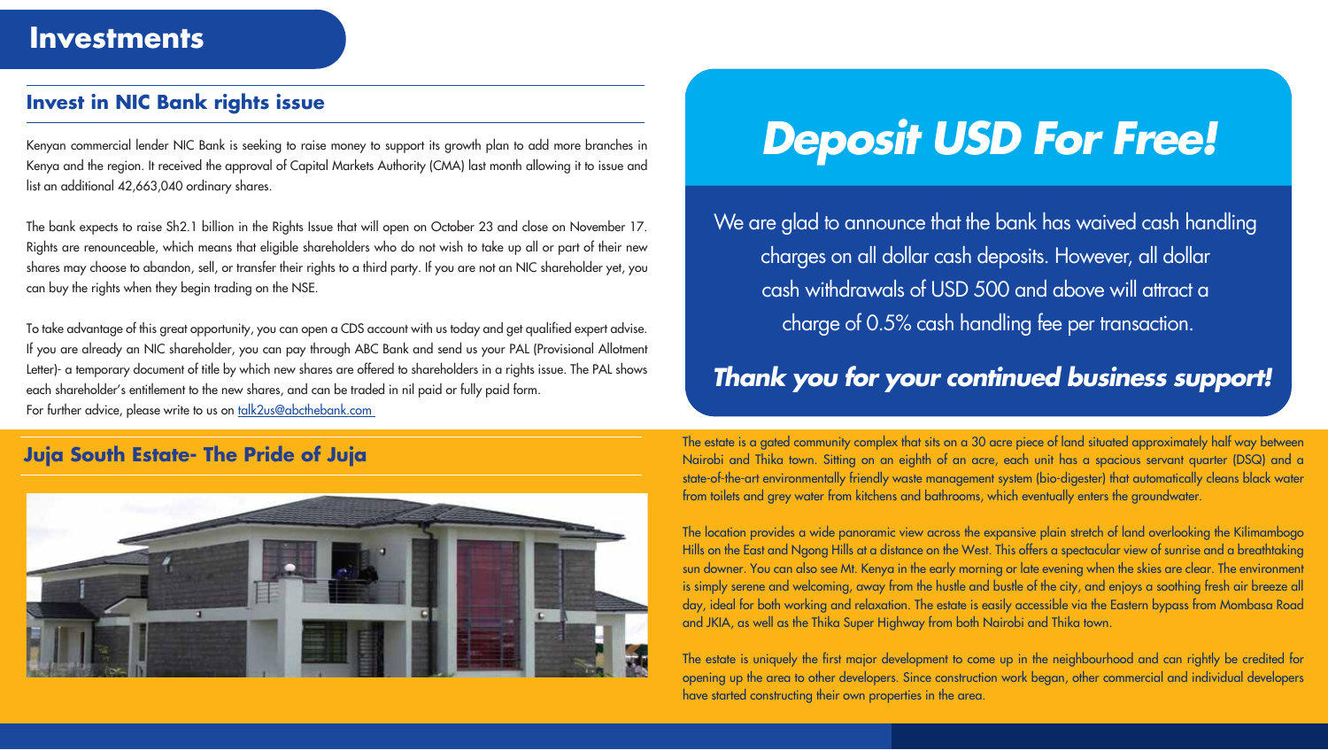# Investments

## Invest in NIC Bank rights issue

Kenyan commercial lender NIC Bank is seeking to raise money to support its growth plan to add more branches in Kenya and the region. It received the approval of Capital Markets Authority (CMA) last month allowing it to issue and list an additional 42,663,040 ordinary shares.

The bank expects to raise Sh2.1 billion in the Rights Issue that will open on October 23 and close on November 17. Rights are renounceable, which means that eligible shareholders who do not wish to take up all or part of their new shares may choose to abandon, sell, or transfer their rights to a third party. If you are not an NIC shareholder yet, you can buy the rights when they begin trading on the NSE.

To take advantage of this great opportunity, you can open a CDS account with us today and get qualified expert advise. If you are already an NIC shareholder, you can pay through ABC Bank and send us your PAL (Provisional Allotment Letter)- a temporary document of title by which new shares are offered to shareholders in a rights issue. The PAL shows each shareholder's entitlement to the new shares, and can be traded in nil paid or fully paid form.
For further advice, please write to us on [talk2us@abcthebank.com](mailto:talk2us@abcthebank.com)

## *Deposit USD For Free!*

We are glad to announce that the bank has waived cash handling charges on all dollar cash deposits. However, all dollar cash withdrawals of USD 500 and above will attract a charge of 0.5% cash handling fee per transaction.

***Thank you for your continued business support!***

## Juja South Estate- The Pride of Juja

The estate is a gated community complex that sits on a 30 acre piece of land situated approximately half way between Nairobi and Thika town. Sitting on an eighth of an acre, each unit has a spacious servant quarter (DSQ) and a state-of-the-art environmentally friendly waste management system (bio-digester) that automatically cleans black water from toilets and grey water from kitchens and bathrooms, which eventually enters the groundwater.

The location provides a wide panoramic view across the expansive plain stretch of land overlooking the Kilimambogo Hills on the East and Ngong Hills at a distance on the West. This offers a spectacular view of sunrise and a breathtaking sun downer. You can also see Mt. Kenya in the early morning or late evening when the skies are clear. The environment is simply serene and welcoming, away from the hustle and bustle of the city, and enjoys a soothing fresh air breeze all day, ideal for both working and relaxation. The estate is easily accessible via the Eastern bypass from Mombasa Road and JKIA, as well as the Thika Super Highway from both Nairobi and Thika town.

The estate is uniquely the first major development to come up in the neighbourhood and can rightly be credited for opening up the area to other developers. Since construction work began, other commercial and individual developers have started constructing their own properties in the area.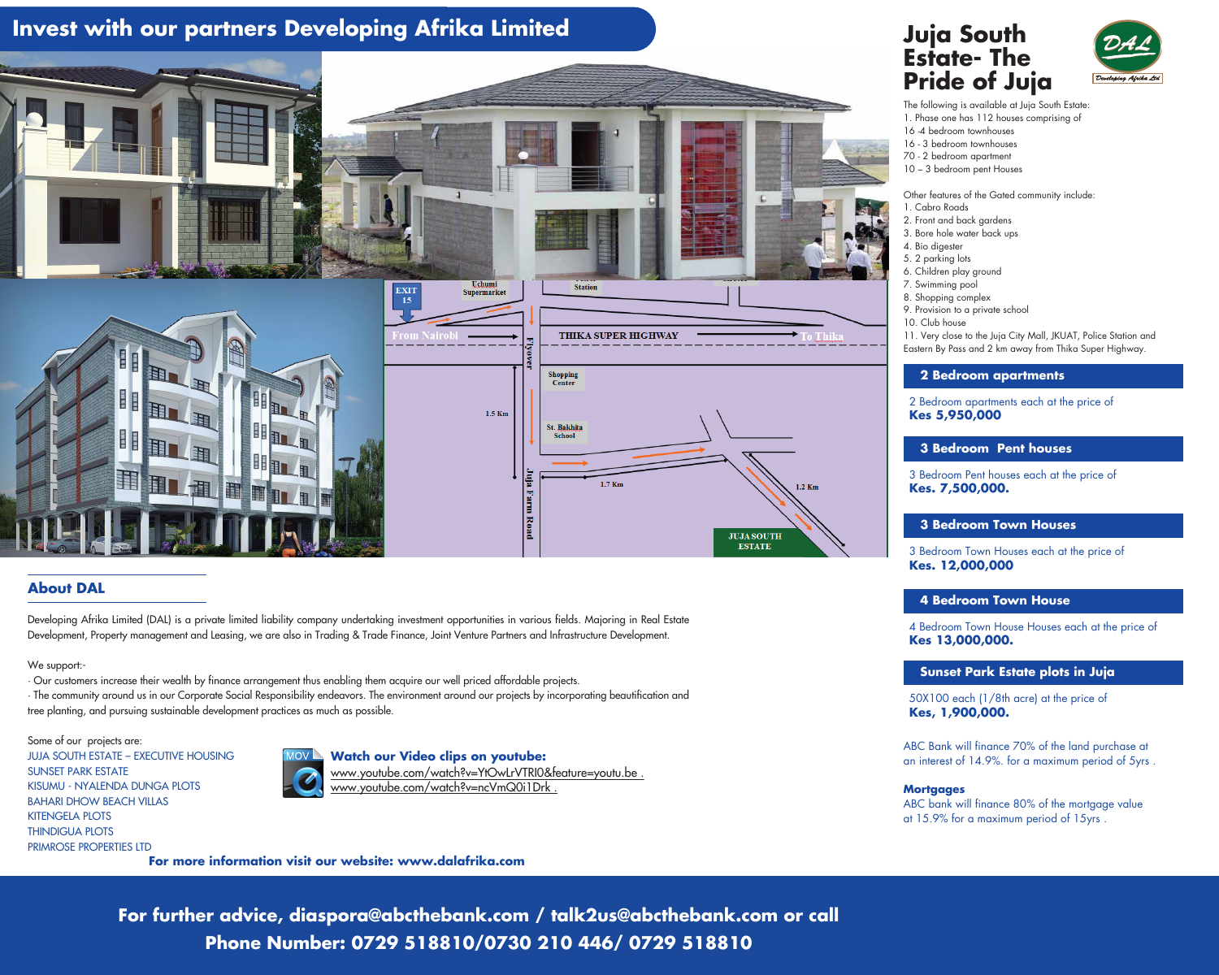# Invest with our partners Developing Afrika Limited

## Juja South Estate- The Pride of Juja

The following is available at Juja South Estate:

1. Phase one has 112 houses comprising of
16 -4 bedroom townhouses
16 - 3 bedroom townhouses
70 - 2 bedroom apartment
10 – 3 bedroom pent Houses

Other features of the Gated community include:

1. Cabro Roads
2. Front and back gardens
3. Bore hole water back ups
4. Bio digester
5. 2 parking lots
6. Children play ground
7. Swimming pool
8. Shopping complex
9. Provision to a private school
10. Club house
11. Very close to the Juja City Mall, JKUAT, Police Station and Eastern By Pass and 2 km away from Thika Super Highway.

### 2 Bedroom apartments

2 Bedroom apartments each at the price of
**Kes 5,950,000**

### 3 Bedroom Pent houses

3 Bedroom Pent houses each at the price of
**Kes. 7,500,000.**

### 3 Bedroom Town Houses

3 Bedroom Town Houses each at the price of
**Kes. 12,000,000**

### 4 Bedroom Town House

4 Bedroom Town House Houses each at the price of
**Kes 13,000,000.**

### Sunset Park Estate plots in Juja

50X100 each (1/8th acre) at the price of
**Kes, 1,900,000.**

ABC Bank will finance 70% of the land purchase at an interest of 14.9%. for a maximum period of 5yrs .

**Mortgages**

ABC bank will finance 80% of the mortgage value at 15.9% for a maximum period of 15yrs .

## About DAL

Developing Afrika Limited (DAL) is a private limited liability company undertaking investment opportunities in various fields. Majoring in Real Estate Development, Property management and Leasing, we are also in Trading & Trade Finance, Joint Venture Partners and Infrastructure Development.

We support:-

· Our customers increase their wealth by finance arrangement thus enabling them acquire our well priced affordable projects.
· The community around us in our Corporate Social Responsibility endeavors. The environment around our projects by incorporating beautification and tree planting, and pursuing sustainable development practices as much as possible.

Some of our projects are:

JUJA SOUTH ESTATE – EXECUTIVE HOUSING
SUNSET PARK ESTATE
KISUMU - NYALENDA DUNGA PLOTS
BAHARI DHOW BEACH VILLAS
KITENGELA PLOTS
THINDIGUA PLOTS
PRIMROSE PROPERTIES LTD

**Watch our Video clips on youtube:**
www.youtube.com/watch?v=YtOwLrVTRI0&feature=youtu.be .
www.youtube.com/watch?v=ncVmQ0i1Drk .

**For more information visit our website: www.dalafrika.com**

**For further advice, diaspora@abcthebank.com / talk2us@abcthebank.com or call**
**Phone Number: 0729 518810/0730 210 446/ 0729 518810**